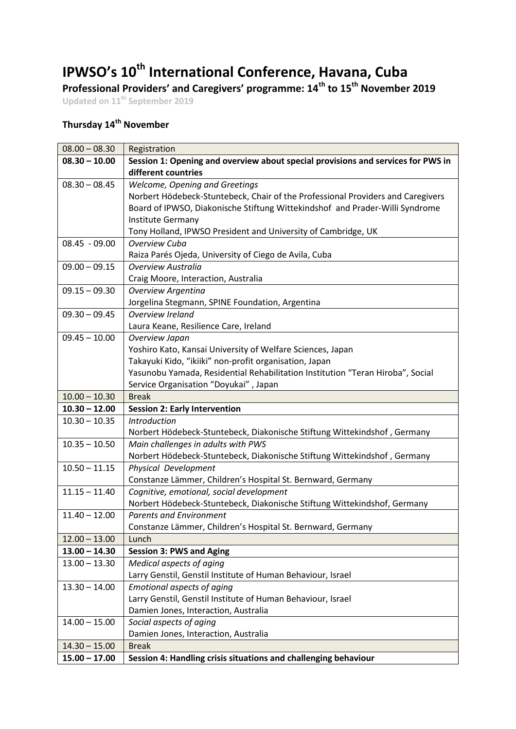# IPWSO's 10th International Conference, Havana, Cuba

**Professional Providers' and Caregivers' programme: 14th to 15th November 2019**

Updated on 11th September 2019

### Thursday 14th November

| | |
|---|---|
| 08.00 – 08.30 | Registration |
| **08.30 – 10.00** | **Session 1: Opening and overview about special provisions and services for PWS in different countries** |
| 08.30 – 08.45 | *Welcome, Opening and Greetings*<br>Norbert Hödebeck-Stuntebeck, Chair of the Professional Providers and Caregivers Board of IPWSO, Diakonische Stiftung Wittekindshof and Prader-Willi Syndrome Institute Germany<br>Tony Holland, IPWSO President and University of Cambridge, UK |
| 08.45 - 09.00 | *Overview Cuba*<br>Raiza Parés Ojeda, University of Ciego de Avila, Cuba |
| 09.00 – 09.15 | *Overview Australia*<br>Craig Moore, Interaction, Australia |
| 09.15 – 09.30 | *Overview Argentina*<br>Jorgelina Stegmann, SPINE Foundation, Argentina |
| 09.30 – 09.45 | *Overview Ireland*<br>Laura Keane, Resilience Care, Ireland |
| 09.45 – 10.00 | *Overview Japan*<br>Yoshiro Kato, Kansai University of Welfare Sciences, Japan<br>Takayuki Kido, "ikiiki" non-profit organisation, Japan<br>Yasunobu Yamada, Residential Rehabilitation Institution "Teran Hiroba", Social Service Organisation "Doyukai" , Japan |
| 10.00 – 10.30 | Break |
| **10.30 – 12.00** | **Session 2: Early Intervention** |
| 10.30 – 10.35 | *Introduction*<br>Norbert Hödebeck-Stuntebeck, Diakonische Stiftung Wittekindshof , Germany |
| 10.35 – 10.50 | *Main challenges in adults with PWS*<br>Norbert Hödebeck-Stuntebeck, Diakonische Stiftung Wittekindshof , Germany |
| 10.50 – 11.15 | *Physical Development*<br>Constanze Lämmer, Children's Hospital St. Bernward, Germany |
| 11.15 – 11.40 | *Cognitive, emotional, social development*<br>Norbert Hödebeck-Stuntebeck, Diakonische Stiftung Wittekindshof, Germany |
| 11.40 – 12.00 | *Parents and Environment*<br>Constanze Lämmer, Children's Hospital St. Bernward, Germany |
| 12.00 – 13.00 | Lunch |
| **13.00 – 14.30** | **Session 3: PWS and Aging** |
| 13.00 – 13.30 | *Medical aspects of aging*<br>Larry Genstil, Genstil Institute of Human Behaviour, Israel |
| 13.30 – 14.00 | *Emotional aspects of aging*<br>Larry Genstil, Genstil Institute of Human Behaviour, Israel<br>Damien Jones, Interaction, Australia |
| 14.00 – 15.00 | *Social aspects of aging*<br>Damien Jones, Interaction, Australia |
| 14.30 – 15.00 | Break |
| **15.00 – 17.00** | **Session 4: Handling crisis situations and challenging behaviour** |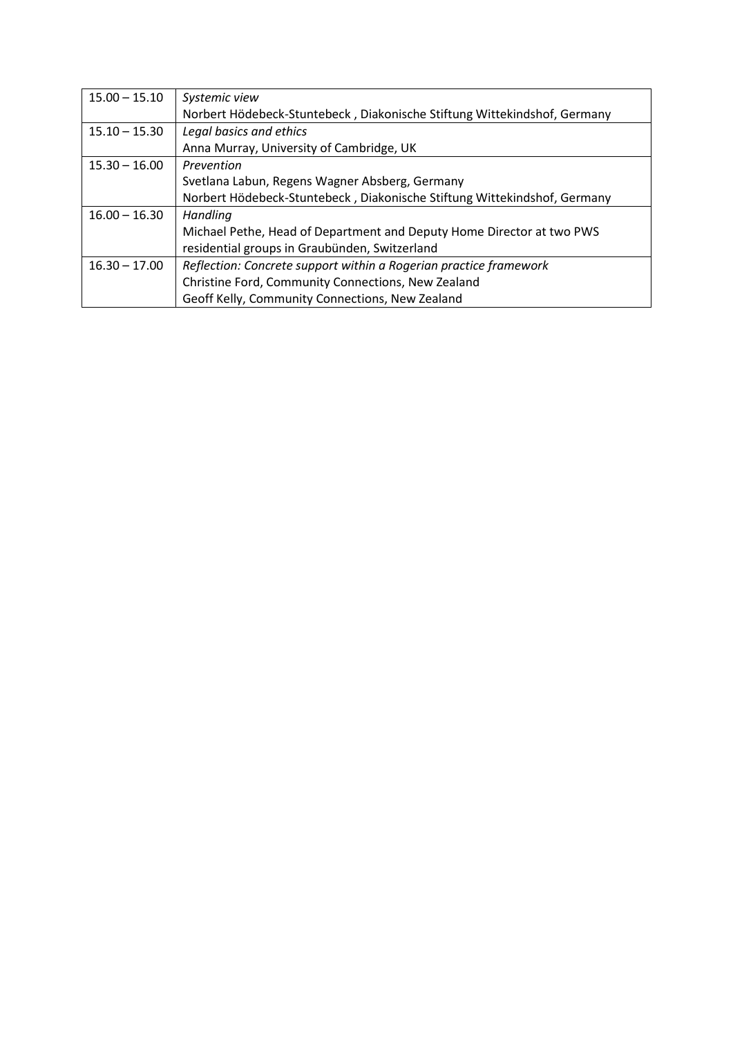| | |
|---|---|
| 15.00 – 15.10 | *Systemic view*<br>Norbert Hödebeck-Stuntebeck , Diakonische Stiftung Wittekindshof, Germany |
| 15.10 – 15.30 | *Legal basics and ethics*<br>Anna Murray, University of Cambridge, UK |
| 15.30 – 16.00 | *Prevention*<br>Svetlana Labun, Regens Wagner Absberg, Germany<br>Norbert Hödebeck-Stuntebeck , Diakonische Stiftung Wittekindshof, Germany |
| 16.00 – 16.30 | *Handling*<br>Michael Pethe, Head of Department and Deputy Home Director at two PWS residential groups in Graubünden, Switzerland |
| 16.30 – 17.00 | *Reflection: Concrete support within a Rogerian practice framework*<br>Christine Ford, Community Connections, New Zealand<br>Geoff Kelly, Community Connections, New Zealand |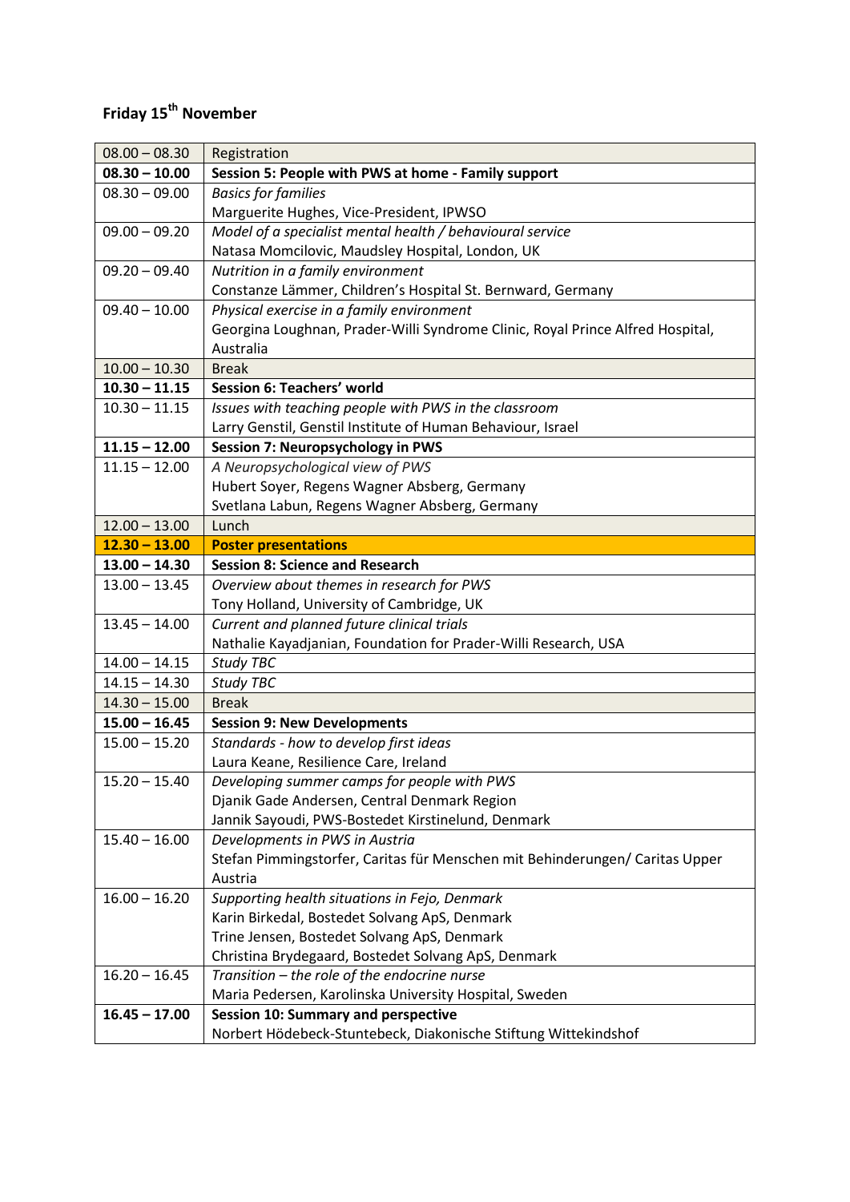**Friday 15th November**

| | |
|---|---|
| 08.00 – 08.30 | Registration |
| **08.30 – 10.00** | **Session 5: People with PWS at home - Family support** |
| 08.30 – 09.00 | *Basics for families*<br>Marguerite Hughes, Vice-President, IPWSO |
| 09.00 – 09.20 | *Model of a specialist mental health / behavioural service*<br>Natasa Momcilovic, Maudsley Hospital, London, UK |
| 09.20 – 09.40 | *Nutrition in a family environment*<br>Constanze Lämmer, Children's Hospital St. Bernward, Germany |
| 09.40 – 10.00 | *Physical exercise in a family environment*<br>Georgina Loughnan, Prader-Willi Syndrome Clinic, Royal Prince Alfred Hospital, Australia |
| 10.00 – 10.30 | Break |
| **10.30 – 11.15** | **Session 6: Teachers' world** |
| 10.30 – 11.15 | *Issues with teaching people with PWS in the classroom*<br>Larry Genstil, Genstil Institute of Human Behaviour, Israel |
| **11.15 – 12.00** | **Session 7: Neuropsychology in PWS** |
| 11.15 – 12.00 | *A Neuropsychological view of PWS*<br>Hubert Soyer, Regens Wagner Absberg, Germany<br>Svetlana Labun, Regens Wagner Absberg, Germany |
| 12.00 – 13.00 | Lunch |
| **12.30 – 13.00** | **Poster presentations** |
| **13.00 – 14.30** | **Session 8: Science and Research** |
| 13.00 – 13.45 | *Overview about themes in research for PWS*<br>Tony Holland, University of Cambridge, UK |
| 13.45 – 14.00 | *Current and planned future clinical trials*<br>Nathalie Kayadjanian, Foundation for Prader-Willi Research, USA |
| 14.00 – 14.15 | *Study TBC* |
| 14.15 – 14.30 | *Study TBC* |
| 14.30 – 15.00 | Break |
| **15.00 – 16.45** | **Session 9: New Developments** |
| 15.00 – 15.20 | *Standards - how to develop first ideas*<br>Laura Keane, Resilience Care, Ireland |
| 15.20 – 15.40 | *Developing summer camps for people with PWS*<br>Djanik Gade Andersen, Central Denmark Region<br>Jannik Sayoudi, PWS-Bostedet Kirstinelund, Denmark |
| 15.40 – 16.00 | *Developments in PWS in Austria*<br>Stefan Pimmingstorfer, Caritas für Menschen mit Behinderungen/ Caritas Upper Austria |
| 16.00 – 16.20 | *Supporting health situations in Fejo, Denmark*<br>Karin Birkedal, Bostedet Solvang ApS, Denmark<br>Trine Jensen, Bostedet Solvang ApS, Denmark<br>Christina Brydegaard, Bostedet Solvang ApS, Denmark |
| 16.20 – 16.45 | *Transition – the role of the endocrine nurse*<br>Maria Pedersen, Karolinska University Hospital, Sweden |
| **16.45 – 17.00** | **Session 10: Summary and perspective**<br>Norbert Hödebeck-Stuntebeck, Diakonische Stiftung Wittekindshof |